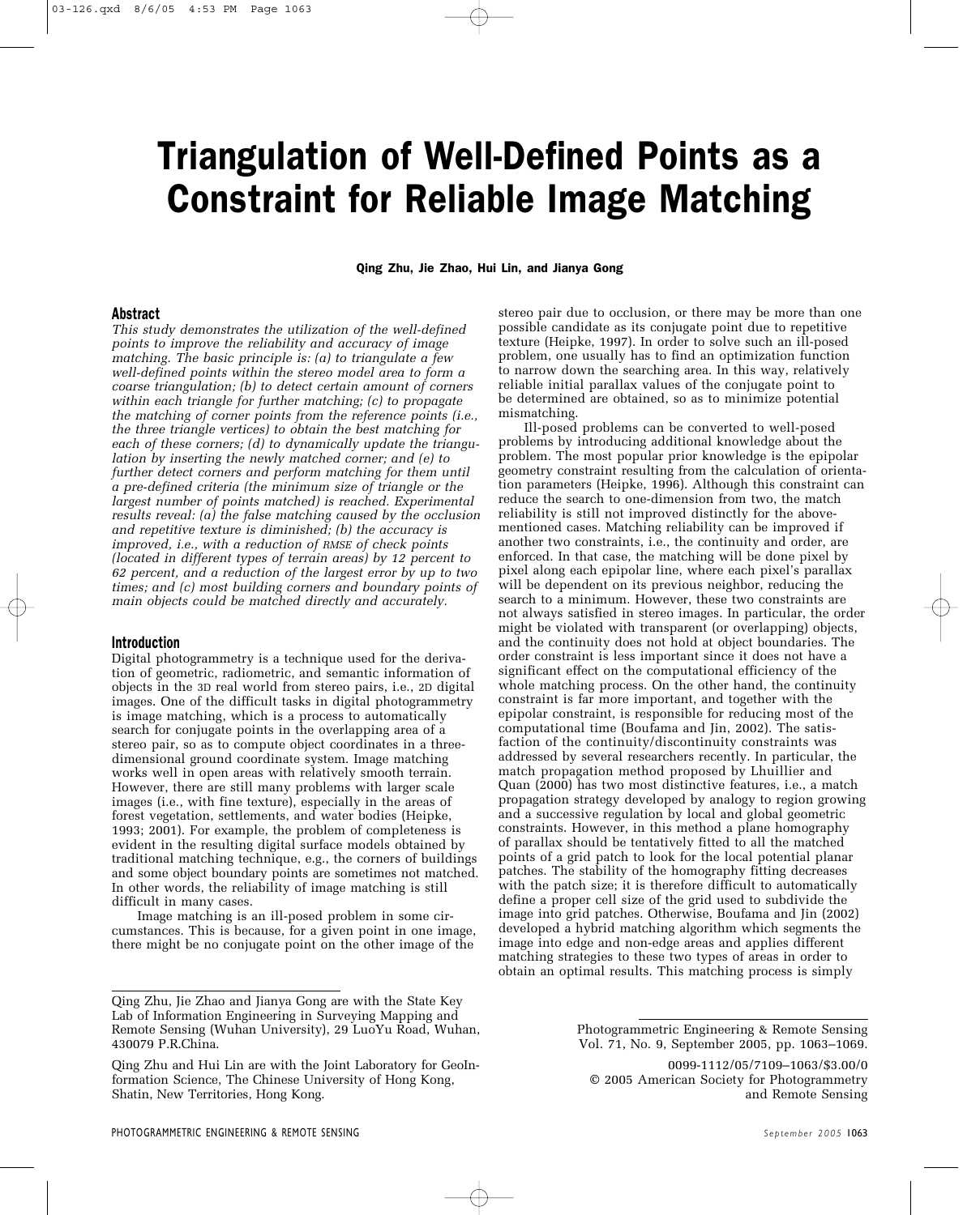# Triangulation of Well-Defined Points as a Constraint for Reliable Image Matching

**Qing Zhu, Jie Zhao, Hui Lin, and Jianya Gong**

## Abstract

*This study demonstrates the utilization of the well-defined points to improve the reliability and accuracy of image matching. The basic principle is: (a) to triangulate a few well-defined points within the stereo model area to form a coarse triangulation; (b) to detect certain amount of corners within each triangle for further matching; (c) to propagate the matching of corner points from the reference points (i.e., the three triangle vertices) to obtain the best matching for each of these corners; (d) to dynamically update the triangulation by inserting the newly matched corner; and (e) to further detect corners and perform matching for them until a pre-defined criteria (the minimum size of triangle or the largest number of points matched) is reached. Experimental results reveal: (a) the false matching caused by the occlusion and repetitive texture is diminished; (b) the accuracy is improved, i.e., with a reduction of RMSE of check points (located in different types of terrain areas) by 12 percent to 62 percent, and a reduction of the largest error by up to two times; and (c) most building corners and boundary points of main objects could be matched directly and accurately.*

## Introduction

Digital photogrammetry is a technique used for the derivation of geometric, radiometric, and semantic information of objects in the 3D real world from stereo pairs, i.e., 2D digital images. One of the difficult tasks in digital photogrammetry is image matching, which is a process to automatically search for conjugate points in the overlapping area of a stereo pair, so as to compute object coordinates in a three-dimensional ground coordinate system. Image matching works well in open areas with relatively smooth terrain. However, there are still many problems with larger scale images (i.e., with fine texture), especially in the areas of forest vegetation, settlements, and water bodies (Heipke, 1993; 2001). For example, the problem of completeness is evident in the resulting digital surface models obtained by traditional matching technique, e.g., the corners of buildings and some object boundary points are sometimes not matched. In other words, the reliability of image matching is still difficult in many cases.

Image matching is an ill-posed problem in some circumstances. This is because, for a given point in one image, there might be no conjugate point on the other image of the stereo pair due to occlusion, or there may be more than one possible candidate as its conjugate point due to repetitive texture (Heipke, 1997). In order to solve such an ill-posed problem, one usually has to find an optimization function to narrow down the searching area. In this way, relatively reliable initial parallax values of the conjugate point to be determined are obtained, so as to minimize potential mismatching.

Ill-posed problems can be converted to well-posed problems by introducing additional knowledge about the problem. The most popular prior knowledge is the epipolar geometry constraint resulting from the calculation of orientation parameters (Heipke, 1996). Although this constraint can reduce the search to one-dimension from two, the match reliability is still not improved distinctly for the above-mentioned cases. Matching reliability can be improved if another two constraints, i.e., the continuity and order, are enforced. In that case, the matching will be done pixel by pixel along each epipolar line, where each pixel's parallax will be dependent on its previous neighbor, reducing the search to a minimum. However, these two constraints are not always satisfied in stereo images. In particular, the order might be violated with transparent (or overlapping) objects, and the continuity does not hold at object boundaries. The order constraint is less important since it does not have a significant effect on the computational efficiency of the whole matching process. On the other hand, the continuity constraint is far more important, and together with the epipolar constraint, is responsible for reducing most of the computational time (Boufama and Jin, 2002). The satisfaction of the continuity/discontinuity constraints was addressed by several researchers recently. In particular, the match propagation method proposed by Lhuillier and Quan (2000) has two most distinctive features, i.e., a match propagation strategy developed by analogy to region growing and a successive regulation by local and global geometric constraints. However, in this method a plane homography of parallax should be tentatively fitted to all the matched points of a grid patch to look for the local potential planar patches. The stability of the homography fitting decreases with the patch size; it is therefore difficult to automatically define a proper cell size of the grid used to subdivide the image into grid patches. Otherwise, Boufama and Jin (2002) developed a hybrid matching algorithm which segments the image into edge and non-edge areas and applies different matching strategies to these two types of areas in order to obtain an optimal results. This matching process is simply

---

Qing Zhu, Jie Zhao and Jianya Gong are with the State Key Lab of Information Engineering in Surveying Mapping and Remote Sensing (Wuhan University), 29 LuoYu Road, Wuhan, 430079 P.R.China.

Qing Zhu and Hui Lin are with the Joint Laboratory for GeoInformation Science, The Chinese University of Hong Kong, Shatin, New Territories, Hong Kong.

Photogrammetric Engineering & Remote Sensing
Vol. 71, No. 9, September 2005, pp. 1063–1069.

0099-1112/05/7109–1063/$3.00/0
© 2005 American Society for Photogrammetry and Remote Sensing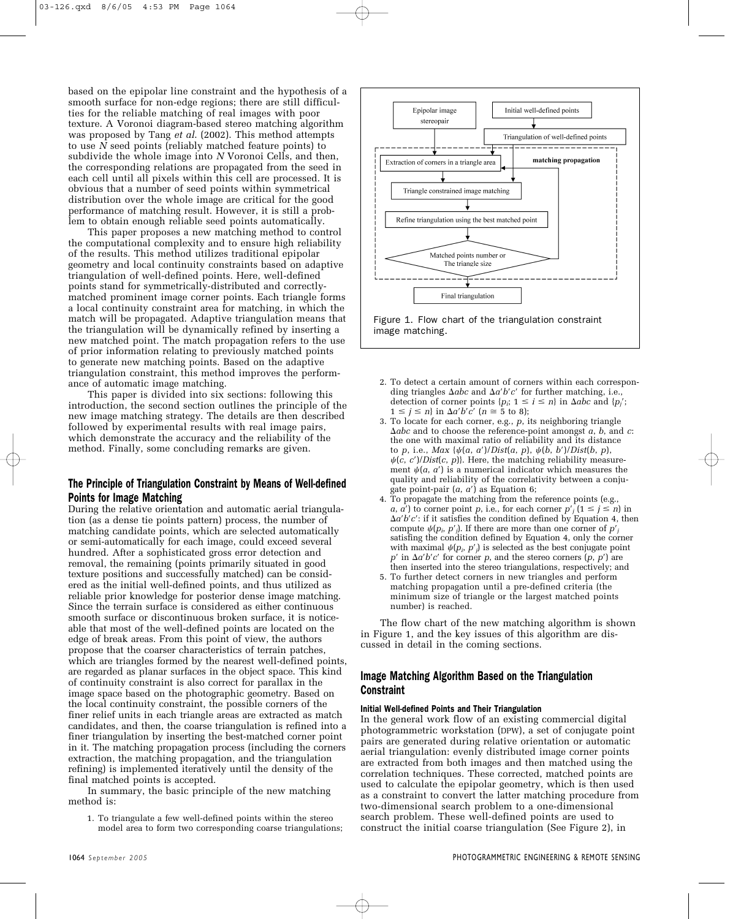based on the epipolar line constraint and the hypothesis of a smooth surface for non-edge regions; there are still difficulties for the reliable matching of real images with poor texture. A Voronoi diagram-based stereo matching algorithm was proposed by Tang *et al.* (2002). This method attempts to use $N$ seed points (reliably matched feature points) to subdivide the whole image into $N$ Voronoi Cells, and then, the corresponding relations are propagated from the seed in each cell until all pixels within this cell are processed. It is obvious that a number of seed points within symmetrical distribution over the whole image are critical for the good performance of matching result. However, it is still a problem to obtain enough reliable seed points automatically.

This paper proposes a new matching method to control the computational complexity and to ensure high reliability of the results. This method utilizes traditional epipolar geometry and local continuity constraints based on adaptive triangulation of well-defined points. Here, well-defined points stand for symmetrically-distributed and correctly-matched prominent image corner points. Each triangle forms a local continuity constraint area for matching, in which the match will be propagated. Adaptive triangulation means that the triangulation will be dynamically refined by inserting a new matched point. The match propagation refers to the use of prior information relating to previously matched points to generate new matching points. Based on the adaptive triangulation constraint, this method improves the performance of automatic image matching.

This paper is divided into six sections: following this introduction, the second section outlines the principle of the new image matching strategy. The details are then described followed by experimental results with real image pairs, which demonstrate the accuracy and the reliability of the method. Finally, some concluding remarks are given.

## The Principle of Triangulation Constraint by Means of Well-defined Points for Image Matching

During the relative orientation and automatic aerial triangulation (as a dense tie points pattern) process, the number of matching candidate points, which are selected automatically or semi-automatically for each image, could exceed several hundred. After a sophisticated gross error detection and removal, the remaining (points primarily situated in good texture positions and successfully matched) can be considered as the initial well-defined points, and thus utilized as reliable prior knowledge for posterior dense image matching. Since the terrain surface is considered as either continuous smooth surface or discontinuous broken surface, it is noticeable that most of the well-defined points are located on the edge of break areas. From this point of view, the authors propose that the coarser characteristics of terrain patches, which are triangles formed by the nearest well-defined points, are regarded as planar surfaces in the object space. This kind of continuity constraint is also correct for parallax in the image space based on the photographic geometry. Based on the local continuity constraint, the possible corners of the finer relief units in each triangle areas are extracted as match candidates, and then, the coarse triangulation is refined into a finer triangulation by inserting the best-matched corner point in it. The matching propagation process (including the corners extraction, the matching propagation, and the triangulation refining) is implemented iteratively until the density of the final matched points is accepted.

In summary, the basic principle of the new matching method is:

1. To triangulate a few well-defined points within the stereo model area to form two corresponding coarse triangulations;
2. To detect a certain amount of corners within each corresponding triangles $\Delta abc$ and $\Delta a'b'c'$ for further matching, i.e., detection of corner points $\{p_i;\ 1 \le i \le n\}$ in $\Delta abc$ and $\{p'_j;\ 1 \le j \le n\}$ in $\Delta a'b'c'$ ($n \cong 5$ to 8);
3. To locate for each corner, e.g., $p$, its neighboring triangle $\Delta abc$ and to choose the reference-point amongst $a$, $b$, and $c$: the one with maximal ratio of reliability and its distance to $p$, i.e., $Max\ \{\psi(a, a')/Dist(a, p),\ \psi(b, b')/Dist(b, p),\ \psi(c, c')/Dist(c, p)\}$. Here, the matching reliability measurement $\psi(a, a')$ is a numerical indicator which measures the quality and reliability of the correlativity between a conjugate point-pair $(a, a')$ as Equation 6;
4. To propagate the matching from the reference points (e.g., $a$, $a'$) to corner point $p$, i.e., for each corner $p'_j$ ($1 \le j \le n$) in $\Delta a'b'c'$: if it satisfies the condition defined by Equation 4, then compute $\psi(p_i, p'_j)$. If there are more than one corner of $p'_j$ satisfing the condition defined by Equation 4, only the corner with maximal $\psi(p_i, p'_j)$ is selected as the best conjugate point $p'$ in $\Delta a'b'c'$ for corner $p$, and the stereo corners $(p, p')$ are then inserted into the stereo triangulations, respectively; and
5. To further detect corners in new triangles and perform matching propagation until a pre-defined criteria (the minimum size of triangle or the largest matched points number) is reached.

The flow chart of the new matching algorithm is shown in Figure 1, and the key issues of this algorithm are discussed in detail in the coming sections.

Figure 1. Flow chart of the triangulation constraint image matching.

## Image Matching Algorithm Based on the Triangulation Constraint

### Initial Well-defined Points and Their Triangulation

In the general work flow of an existing commercial digital photogrammetric workstation (DPW), a set of conjugate point pairs are generated during relative orientation or automatic aerial triangulation: evenly distributed image corner points are extracted from both images and then matched using the correlation techniques. These corrected, matched points are used to calculate the epipolar geometry, which is then used as a constraint to convert the latter matching procedure from two-dimensional search problem to a one-dimensional search problem. These well-defined points are used to construct the initial coarse triangulation (See Figure 2), in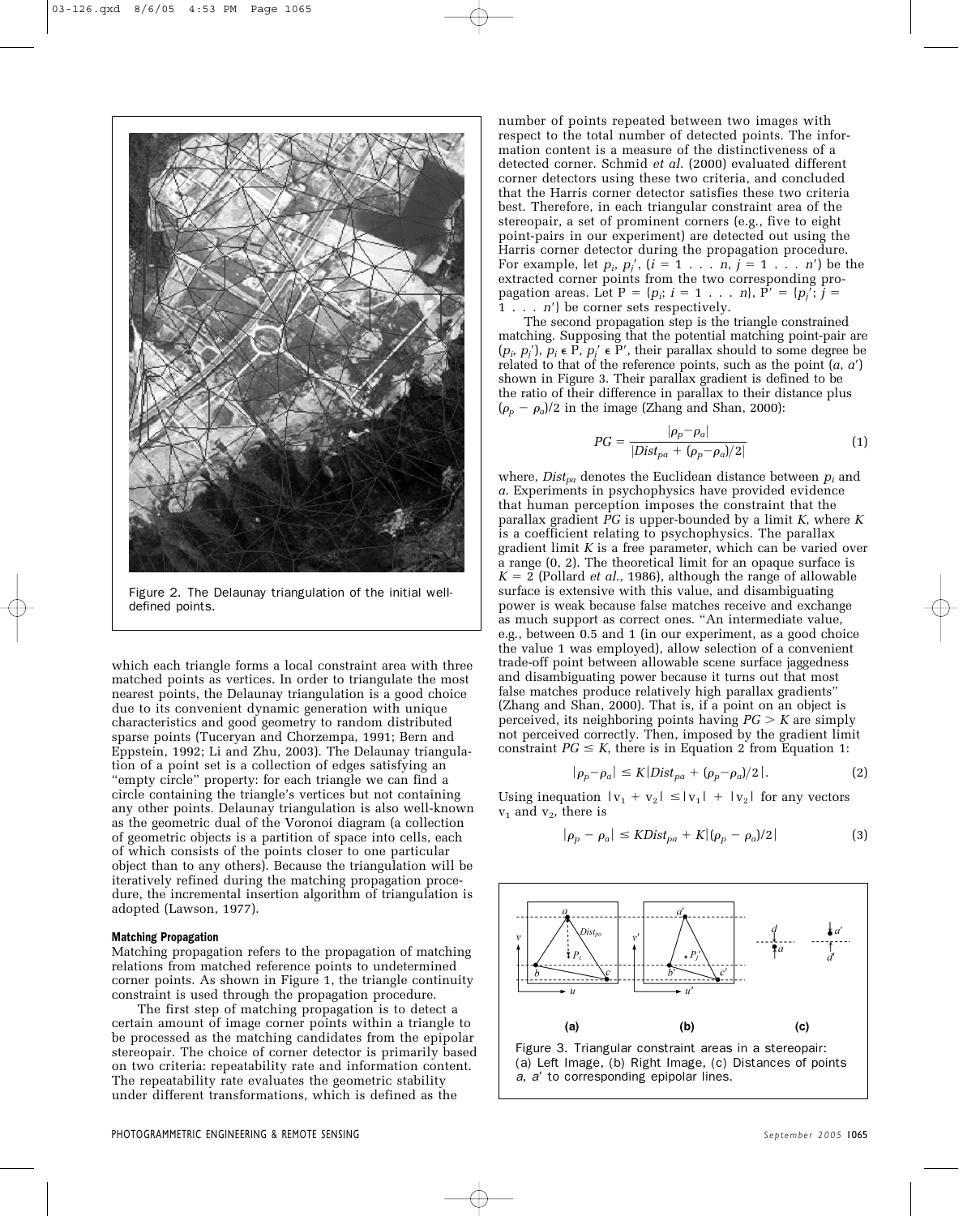Figure 2. The Delaunay triangulation of the initial well-defined points.

which each triangle forms a local constraint area with three matched points as vertices. In order to triangulate the most nearest points, the Delaunay triangulation is a good choice due to its convenient dynamic generation with unique characteristics and good geometry to random distributed sparse points (Tuceryan and Chorzempa, 1991; Bern and Eppstein, 1992; Li and Zhu, 2003). The Delaunay triangulation of a point set is a collection of edges satisfying an "empty circle" property: for each triangle we can find a circle containing the triangle's vertices but not containing any other points. Delaunay triangulation is also well-known as the geometric dual of the Voronoi diagram (a collection of geometric objects is a partition of space into cells, each of which consists of the points closer to one particular object than to any others). Because the triangulation will be iteratively refined during the matching propagation procedure, the incremental insertion algorithm of triangulation is adopted (Lawson, 1977).

#### Matching Propagation

Matching propagation refers to the propagation of matching relations from matched reference points to undetermined corner points. As shown in Figure 1, the triangle continuity constraint is used through the propagation procedure.

The first step of matching propagation is to detect a certain amount of image corner points within a triangle to be processed as the matching candidates from the epipolar stereopair. The choice of corner detector is primarily based on two criteria: repeatability rate and information content. The repeatability rate evaluates the geometric stability under different transformations, which is defined as the number of points repeated between two images with respect to the total number of detected points. The information content is a measure of the distinctiveness of a detected corner. Schmid *et al.* (2000) evaluated different corner detectors using these two criteria, and concluded that the Harris corner detector satisfies these two criteria best. Therefore, in each triangular constraint area of the stereopair, a set of prominent corners (e.g., five to eight point-pairs in our experiment) are detected out using the Harris corner detector during the propagation procedure. For example, let $p_i$, $p_j'$, ($i = 1 \ldots n$, $j = 1 \ldots n'$) be the extracted corner points from the two corresponding propagation areas. Let $P = \{p_i; i = 1 \ldots n\}$, $P' = \{p_j'; j = 1 \ldots n'\}$ be corner sets respectively.

The second propagation step is the triangle constrained matching. Supposing that the potential matching point-pair are $(p_i, p_j')$, $p_i \in P$, $p_j' \in P'$, their parallax should to some degree be related to that of the reference points, such as the point $(a, a')$ shown in Figure 3. Their parallax gradient is defined to be the ratio of their difference in parallax to their distance plus $(\rho_p - \rho_a)/2$ in the image (Zhang and Shan, 2000):

$$PG = \frac{|\rho_p - \rho_a|}{|Dist_{pa} + (\rho_p - \rho_a)/2|} \tag{1}$$

where, $Dist_{pa}$ denotes the Euclidean distance between $p_i$ and $a$. Experiments in psychophysics have provided evidence that human perception imposes the constraint that the parallax gradient $PG$ is upper-bounded by a limit $K$, where $K$ is a coefficient relating to psychophysics. The parallax gradient limit $K$ is a free parameter, which can be varied over a range (0, 2). The theoretical limit for an opaque surface is $K = 2$ (Pollard *et al.*, 1986), although the range of allowable surface is extensive with this value, and disambiguating power is weak because false matches receive and exchange as much support as correct ones. "An intermediate value, e.g., between 0.5 and 1 (in our experiment, as a good choice the value 1 was employed), allow selection of a convenient trade-off point between allowable scene surface jaggedness and disambiguating power because it turns out that most false matches produce relatively high parallax gradients" (Zhang and Shan, 2000). That is, if a point on an object is perceived, its neighboring points having $PG > K$ are simply not perceived correctly. Then, imposed by the gradient limit constraint $PG \leq K$, there is in Equation 2 from Equation 1:

$$|\rho_p - \rho_a| \leq K|Dist_{pa} + (\rho_p - \rho_a)/2|. \tag{2}$$

Using inequation $|v_1 + v_2| \leq |v_1| + |v_2|$ for any vectors $v_1$ and $v_2$, there is

$$|\rho_p - \rho_a| \leq KDist_{pa} + K|(\rho_p - \rho_a)/2| \tag{3}$$

Figure 3. Triangular constraint areas in a stereopair: (a) Left Image, (b) Right Image, (c) Distances of points *a*, *a'* to corresponding epipolar lines.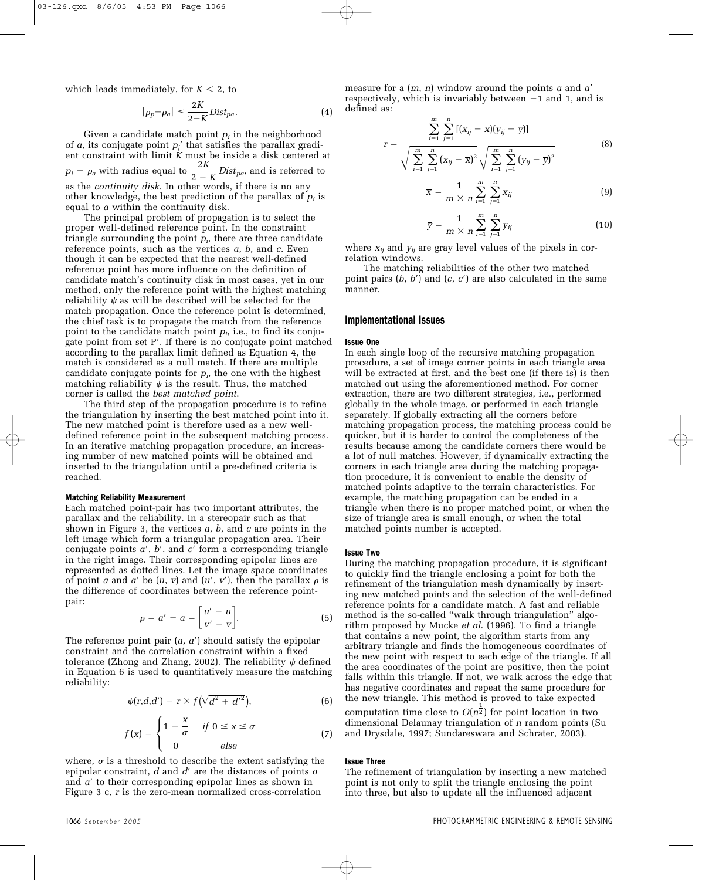which leads immediately, for $K < 2$, to

$$|\rho_p - \rho_a| \leq \frac{2K}{2-K} Dist_{pa}. \tag{4}$$

Given a candidate match point $p_i$ in the neighborhood of $a$, its conjugate point $p_i'$ that satisfies the parallax gradient constraint with limit $K$ must be inside a disk centered at $p_i + \rho_a$ with radius equal to $\frac{2K}{2-K} Dist_{pa}$, and is referred to as the *continuity disk*. In other words, if there is no any other knowledge, the best prediction of the parallax of $p_i$ is equal to $a$ within the continuity disk.

The principal problem of propagation is to select the proper well-defined reference point. In the constraint triangle surrounding the point $p_i$, there are three candidate reference points, such as the vertices $a$, $b$, and $c$. Even though it can be expected that the nearest well-defined reference point has more influence on the definition of candidate match's continuity disk in most cases, yet in our method, only the reference point with the highest matching reliability $\psi$ as will be described will be selected for the match propagation. Once the reference point is determined, the chief task is to propagate the match from the reference point to the candidate match point $p_i$, i.e., to find its conjugate point from set P′. If there is no conjugate point matched according to the parallax limit defined as Equation 4, the match is considered as a null match. If there are multiple candidate conjugate points for $p_i$, the one with the highest matching reliability $\psi$ is the result. Thus, the matched corner is called the *best matched point*.

The third step of the propagation procedure is to refine the triangulation by inserting the best matched point into it. The new matched point is therefore used as a new well-defined reference point in the subsequent matching process. In an iterative matching propagation procedure, an increasing number of new matched points will be obtained and inserted to the triangulation until a pre-defined criteria is reached.

#### Matching Reliability Measurement

Each matched point-pair has two important attributes, the parallax and the reliability. In a stereopair such as that shown in Figure 3, the vertices $a$, $b$, and $c$ are points in the left image which form a triangular propagation area. Their conjugate points $a'$, $b'$, and $c'$ form a corresponding triangle in the right image. Their corresponding epipolar lines are represented as dotted lines. Let the image space coordinates of point $a$ and $a'$ be $(u, v)$ and $(u', v')$, then the parallax $\rho$ is the difference of coordinates between the reference point-pair:

$$\rho = a' - a = \begin{bmatrix} u' - u \\ v' - v \end{bmatrix}. \tag{5}$$

The reference point pair $(a, a')$ should satisfy the epipolar constraint and the correlation constraint within a fixed tolerance (Zhong and Zhang, 2002). The reliability $\psi$ defined in Equation 6 is used to quantitatively measure the matching reliability:

$$\psi(r,d,d') = r \times f\left(\sqrt{d^2 + d'^2}\right), \tag{6}$$

$$f(x) = \begin{cases} 1 - \dfrac{x}{\sigma} & if \ 0 \leq x \leq \sigma \\ 0 & else \end{cases} \tag{7}$$

where, $\sigma$ is a threshold to describe the extent satisfying the epipolar constraint, $d$ and $d'$ are the distances of points $a$ and $a'$ to their corresponding epipolar lines as shown in Figure 3 c, $r$ is the zero-mean normalized cross-correlation measure for a $(m, n)$ window around the points $a$ and $a'$ respectively, which is invariably between $-1$ and 1, and is defined as:

$$r = \frac{\sum_{i=1}^{m}\sum_{j=1}^{n}[(x_{ij} - \bar{x})(y_{ij} - \bar{y})]}{\sqrt{\sum_{i=1}^{m}\sum_{j=1}^{n}(x_{ij} - \bar{x})^2}\sqrt{\sum_{i=1}^{m}\sum_{j=1}^{n}(y_{ij} - \bar{y})^2}} \tag{8}$$

$$\bar{x} = \frac{1}{m \times n}\sum_{i=1}^{m}\sum_{j=1}^{n} x_{ij} \tag{9}$$

$$\bar{y} = \frac{1}{m \times n}\sum_{i=1}^{m}\sum_{j=1}^{n} y_{ij} \tag{10}$$

where $x_{ij}$ and $y_{ij}$ are gray level values of the pixels in correlation windows.

The matching reliabilities of the other two matched point pairs $(b, b')$ and $(c, c')$ are also calculated in the same manner.

## Implementational Issues

#### Issue One

In each single loop of the recursive matching propagation procedure, a set of image corner points in each triangle area will be extracted at first, and the best one (if there is) is then matched out using the aforementioned method. For corner extraction, there are two different strategies, i.e., performed globally in the whole image, or performed in each triangle separately. If globally extracting all the corners before matching propagation process, the matching process could be quicker, but it is harder to control the completeness of the results because among the candidate corners there would be a lot of null matches. However, if dynamically extracting the corners in each triangle area during the matching propagation procedure, it is convenient to enable the density of matched points adaptive to the terrain characteristics. For example, the matching propagation can be ended in a triangle when there is no proper matched point, or when the size of triangle area is small enough, or when the total matched points number is accepted.

#### Issue Two

During the matching propagation procedure, it is significant to quickly find the triangle enclosing a point for both the refinement of the triangulation mesh dynamically by inserting new matched points and the selection of the well-defined reference points for a candidate match. A fast and reliable method is the so-called "walk through triangulation" algorithm proposed by Mucke *et al.* (1996). To find a triangle that contains a new point, the algorithm starts from any arbitrary triangle and finds the homogeneous coordinates of the new point with respect to each edge of the triangle. If all the area coordinates of the point are positive, then the point falls within this triangle. If not, we walk across the edge that has negative coordinates and repeat the same procedure for the new triangle. This method is proved to take expected computation time close to $O(n^{\frac{1}{2}})$ for point location in two dimensional Delaunay triangulation of $n$ random points (Su and Drysdale, 1997; Sundareswara and Schrater, 2003).

#### Issue Three

The refinement of triangulation by inserting a new matched point is not only to split the triangle enclosing the point into three, but also to update all the influenced adjacent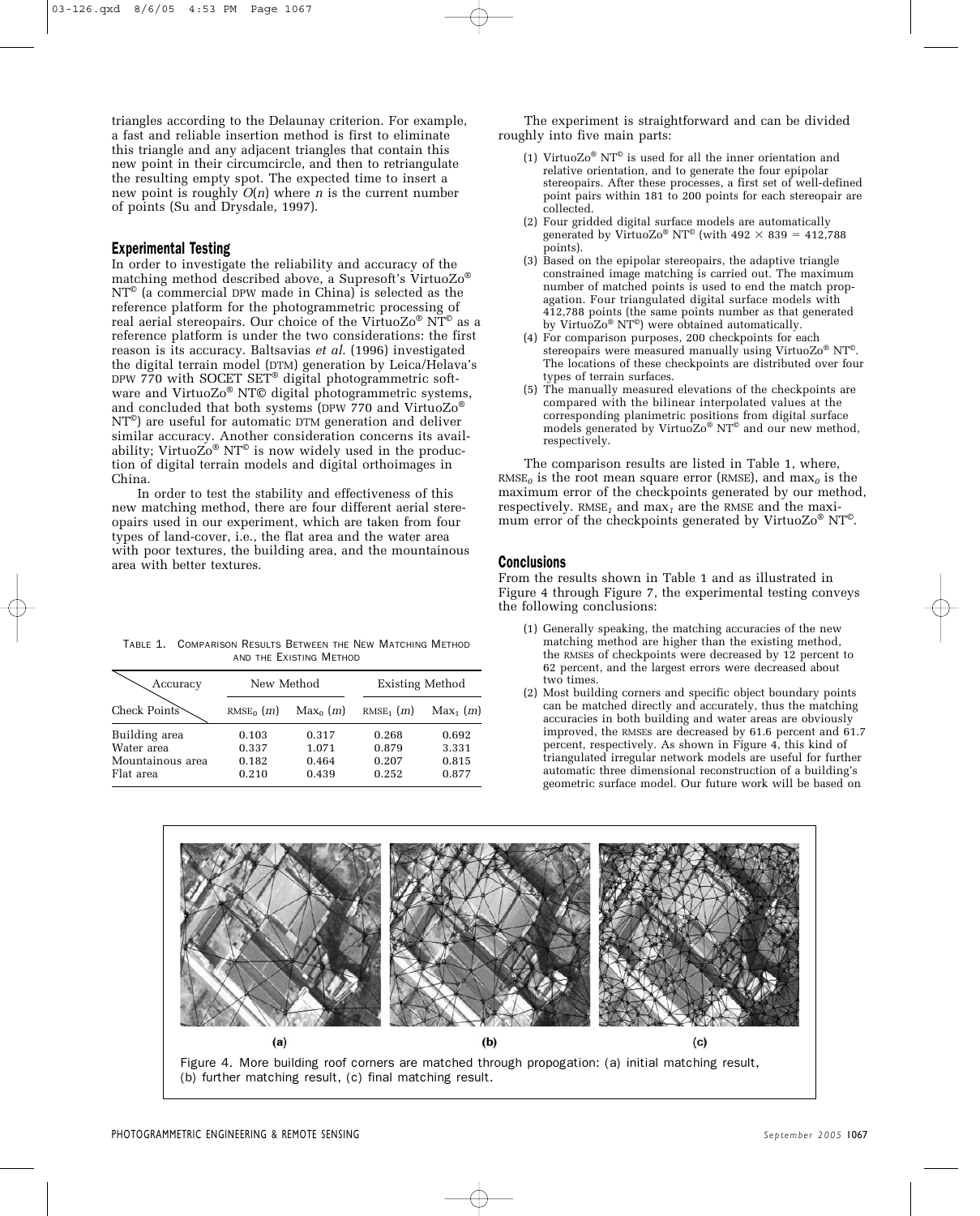triangles according to the Delaunay criterion. For example, a fast and reliable insertion method is first to eliminate this triangle and any adjacent triangles that contain this new point in their circumcircle, and then to retriangulate the resulting empty spot. The expected time to insert a new point is roughly $O(n)$ where $n$ is the current number of points (Su and Drysdale, 1997).

## Experimental Testing

In order to investigate the reliability and accuracy of the matching method described above, a Supresoft's VirtuoZo® NT© (a commercial DPW made in China) is selected as the reference platform for the photogrammetric processing of real aerial stereopairs. Our choice of the VirtuoZo® NT© as a reference platform is under the two considerations: the first reason is its accuracy. Baltsavias *et al.* (1996) investigated the digital terrain model (DTM) generation by Leica/Helava's DPW 770 with SOCET SET® digital photogrammetric software and VirtuoZo® NT© digital photogrammetric systems, and concluded that both systems (DPW 770 and VirtuoZo® NT©) are useful for automatic DTM generation and deliver similar accuracy. Another consideration concerns its availability; VirtuoZo® NT© is now widely used in the production of digital terrain models and digital orthoimages in China.

In order to test the stability and effectiveness of this new matching method, there are four different aerial stereopairs used in our experiment, which are taken from four types of land-cover, i.e., the flat area and the water area with poor textures, the building area, and the mountainous area with better textures.

The experiment is straightforward and can be divided roughly into five main parts:

(1) VirtuoZo® NT© is used for all the inner orientation and relative orientation, and to generate the four epipolar stereopairs. After these processes, a first set of well-defined point pairs within 181 to 200 points for each stereopair are collected.
(2) Four gridded digital surface models are automatically generated by VirtuoZo® NT© (with 492 × 839 = 412,788 points).
(3) Based on the epipolar stereopairs, the adaptive triangle constrained image matching is carried out. The maximum number of matched points is used to end the match propagation. Four triangulated digital surface models with 412,788 points (the same points number as that generated by VirtuoZo® NT©) were obtained automatically.
(4) For comparison purposes, 200 checkpoints for each stereopairs were measured manually using VirtuoZo® NT©. The locations of these checkpoints are distributed over four types of terrain surfaces.
(5) The manually measured elevations of the checkpoints are compared with the bilinear interpolated values at the corresponding planimetric positions from digital surface models generated by VirtuoZo® NT© and our new method, respectively.

The comparison results are listed in Table 1, where, $RMSE_0$ is the root mean square error (RMSE), and $max_0$ is the maximum error of the checkpoints generated by our method, respectively. $RMSE_1$ and $max_1$ are the RMSE and the maximum error of the checkpoints generated by VirtuoZo® NT©.

Table 1. Comparison Results Between the New Matching Method and the Existing Method

| Accuracy / Check Points | New Method | | Existing Method | |
|---|---|---|---|---|
| | $RMSE_0$ $(m)$ | $Max_0$ $(m)$ | $RMSE_1$ $(m)$ | $Max_1$ $(m)$ |
| Building area | 0.103 | 0.317 | 0.268 | 0.692 |
| Water area | 0.337 | 1.071 | 0.879 | 3.331 |
| Mountainous area | 0.182 | 0.464 | 0.207 | 0.815 |
| Flat area | 0.210 | 0.439 | 0.252 | 0.877 |

## Conclusions

From the results shown in Table 1 and as illustrated in Figure 4 through Figure 7, the experimental testing conveys the following conclusions:

(1) Generally speaking, the matching accuracies of the new matching method are higher than the existing method, the RMSEs of checkpoints were decreased by 12 percent to 62 percent, and the largest errors were decreased about two times.
(2) Most building corners and specific object boundary points can be matched directly and accurately, thus the matching accuracies in both building and water areas are obviously improved, the RMSEs are decreased by 61.6 percent and 61.7 percent, respectively. As shown in Figure 4, this kind of triangulated irregular network models are useful for further automatic three dimensional reconstruction of a building's geometric surface model. Our future work will be based on

Figure 4. More building roof corners are matched through propogation: (a) initial matching result, (b) further matching result, (c) final matching result.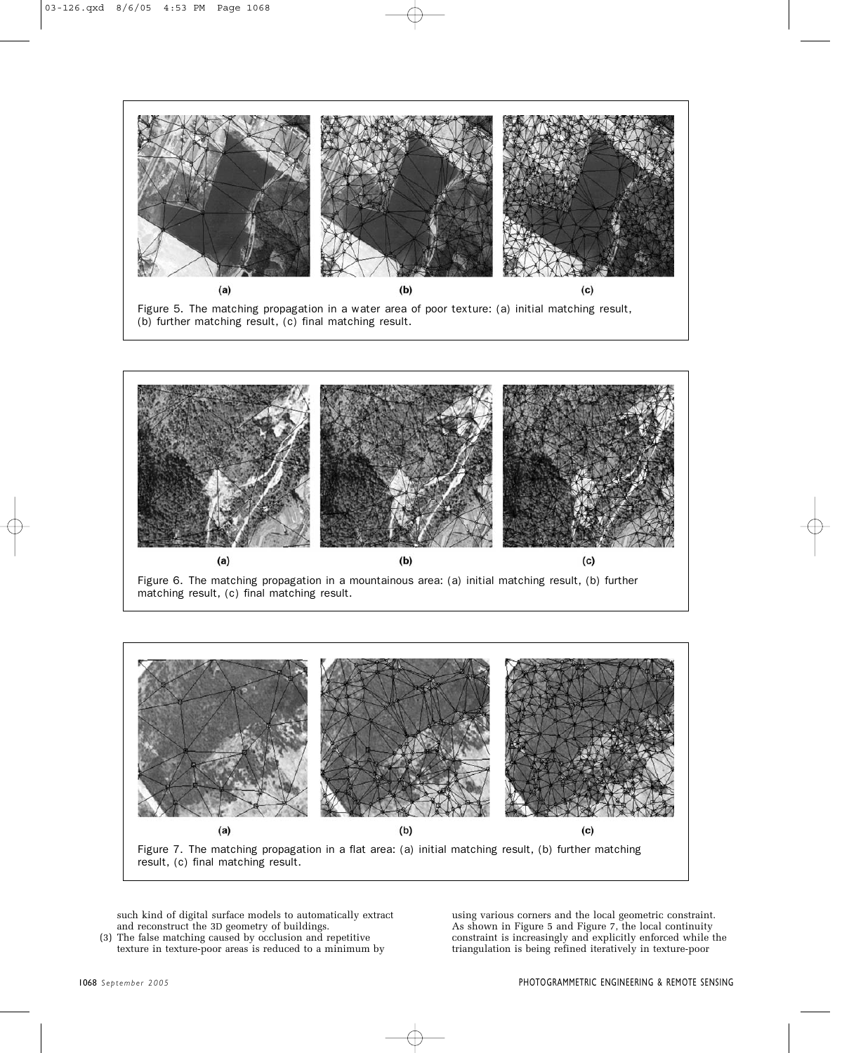(a) (b) (c)

Figure 5. The matching propagation in a water area of poor texture: (a) initial matching result, (b) further matching result, (c) final matching result.

(a) (b) (c)

Figure 6. The matching propagation in a mountainous area: (a) initial matching result, (b) further matching result, (c) final matching result.

(a) (b) (c)

Figure 7. The matching propagation in a flat area: (a) initial matching result, (b) further matching result, (c) final matching result.

such kind of digital surface models to automatically extract and reconstruct the 3D geometry of buildings.

(3) The false matching caused by occlusion and repetitive texture in texture-poor areas is reduced to a minimum by using various corners and the local geometric constraint. As shown in Figure 5 and Figure 7, the local continuity constraint is increasingly and explicitly enforced while the triangulation is being refined iteratively in texture-poor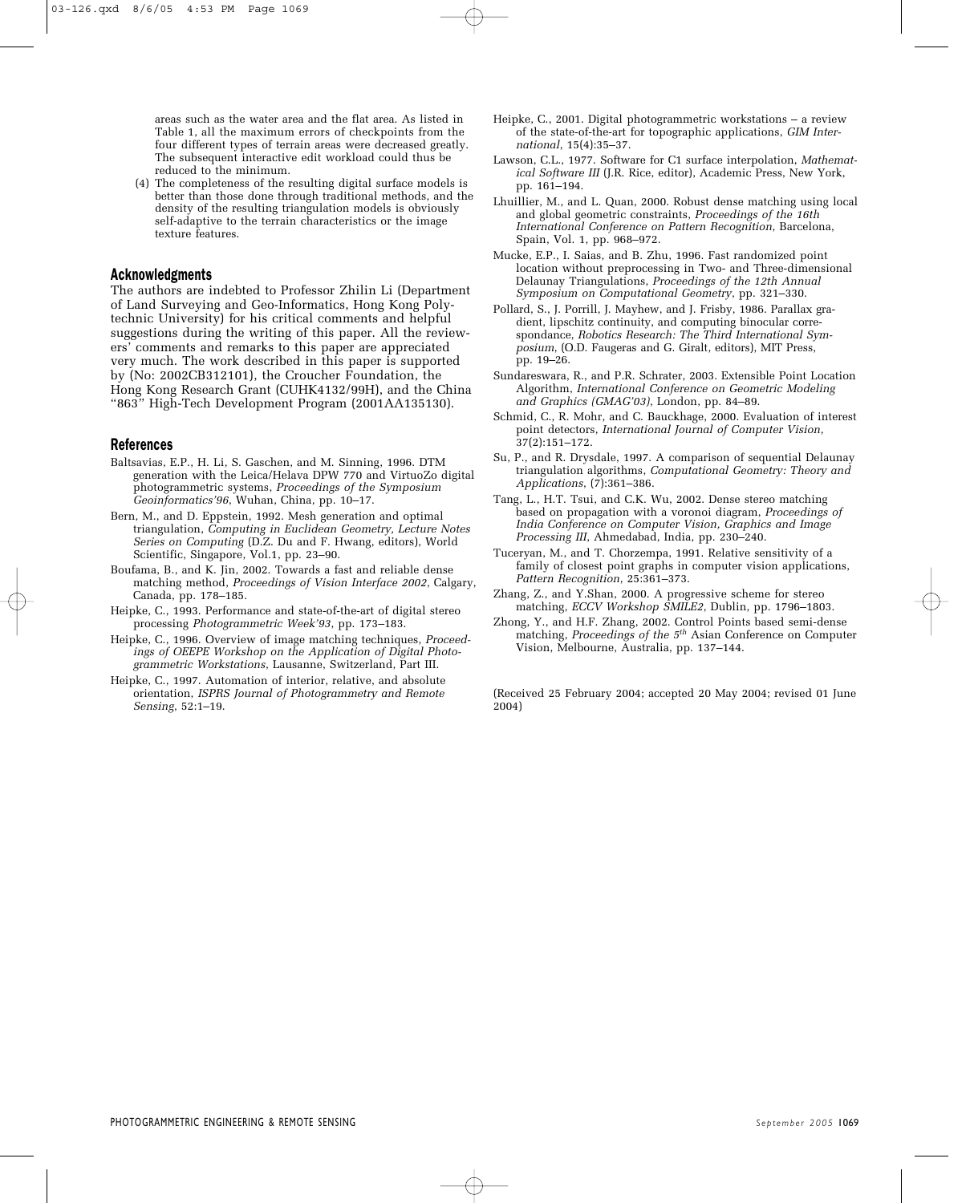areas such as the water area and the flat area. As listed in Table 1, all the maximum errors of checkpoints from the four different types of terrain areas were decreased greatly. The subsequent interactive edit workload could thus be reduced to the minimum.

(4) The completeness of the resulting digital surface models is better than those done through traditional methods, and the density of the resulting triangulation models is obviously self-adaptive to the terrain characteristics or the image texture features.

## Acknowledgments

The authors are indebted to Professor Zhilin Li (Department of Land Surveying and Geo-Informatics, Hong Kong Polytechnic University) for his critical comments and helpful suggestions during the writing of this paper. All the reviewers' comments and remarks to this paper are appreciated very much. The work described in this paper is supported by (No: 2002CB312101), the Croucher Foundation, the Hong Kong Research Grant (CUHK4132/99H), and the China "863" High-Tech Development Program (2001AA135130).

## References

Baltsavias, E.P., H. Li, S. Gaschen, and M. Sinning, 1996. DTM generation with the Leica/Helava DPW 770 and VirtuoZo digital photogrammetric systems, *Proceedings of the Symposium Geoinformatics'96*, Wuhan, China, pp. 10–17.

Bern, M., and D. Eppstein, 1992. Mesh generation and optimal triangulation, *Computing in Euclidean Geometry, Lecture Notes Series on Computing* (D.Z. Du and F. Hwang, editors), World Scientific, Singapore, Vol.1, pp. 23–90.

Boufama, B., and K. Jin, 2002. Towards a fast and reliable dense matching method, *Proceedings of Vision Interface 2002*, Calgary, Canada, pp. 178–185.

Heipke, C., 1993. Performance and state-of-the-art of digital stereo processing *Photogrammetric Week'93*, pp. 173–183.

Heipke, C., 1996. Overview of image matching techniques, *Proceedings of OEEPE Workshop on the Application of Digital Photogrammetric Workstations*, Lausanne, Switzerland, Part III.

Heipke, C., 1997. Automation of interior, relative, and absolute orientation, *ISPRS Journal of Photogrammetry and Remote Sensing*, 52:1–19.

Heipke, C., 2001. Digital photogrammetric workstations – a review of the state-of-the-art for topographic applications, *GIM International*, 15(4):35–37.

Lawson, C.L., 1977. Software for C1 surface interpolation, *Mathematical Software III* (J.R. Rice, editor), Academic Press, New York, pp. 161–194.

Lhuillier, M., and L. Quan, 2000. Robust dense matching using local and global geometric constraints, *Proceedings of the 16th International Conference on Pattern Recognition*, Barcelona, Spain, Vol. 1, pp. 968–972.

Mucke, E.P., I. Saias, and B. Zhu, 1996. Fast randomized point location without preprocessing in Two- and Three-dimensional Delaunay Triangulations, *Proceedings of the 12th Annual Symposium on Computational Geometry*, pp. 321–330.

Pollard, S., J. Porrill, J. Mayhew, and J. Frisby, 1986. Parallax gradient, lipschitz continuity, and computing binocular correspondance, *Robotics Research: The Third International Symposium*, (O.D. Faugeras and G. Giralt, editors), MIT Press, pp. 19–26.

Sundareswara, R., and P.R. Schrater, 2003. Extensible Point Location Algorithm, *International Conference on Geometric Modeling and Graphics (GMAG'03)*, London, pp. 84–89.

Schmid, C., R. Mohr, and C. Bauckhage, 2000. Evaluation of interest point detectors, *International Journal of Computer Vision*, 37(2):151–172.

Su, P., and R. Drysdale, 1997. A comparison of sequential Delaunay triangulation algorithms, *Computational Geometry: Theory and Applications*, (7):361–386.

Tang, L., H.T. Tsui, and C.K. Wu, 2002. Dense stereo matching based on propagation with a voronoi diagram, *Proceedings of India Conference on Computer Vision, Graphics and Image Processing III*, Ahmedabad, India, pp. 230–240.

Tuceryan, M., and T. Chorzempa, 1991. Relative sensitivity of a family of closest point graphs in computer vision applications, *Pattern Recognition*, 25:361–373.

Zhang, Z., and Y.Shan, 2000. A progressive scheme for stereo matching, *ECCV Workshop SMILE2*, Dublin, pp. 1796–1803.

Zhong, Y., and H.F. Zhang, 2002. Control Points based semi-dense matching, *Proceedings of the 5th* Asian Conference on Computer Vision, Melbourne, Australia, pp. 137–144.

(Received 25 February 2004; accepted 20 May 2004; revised 01 June 2004)